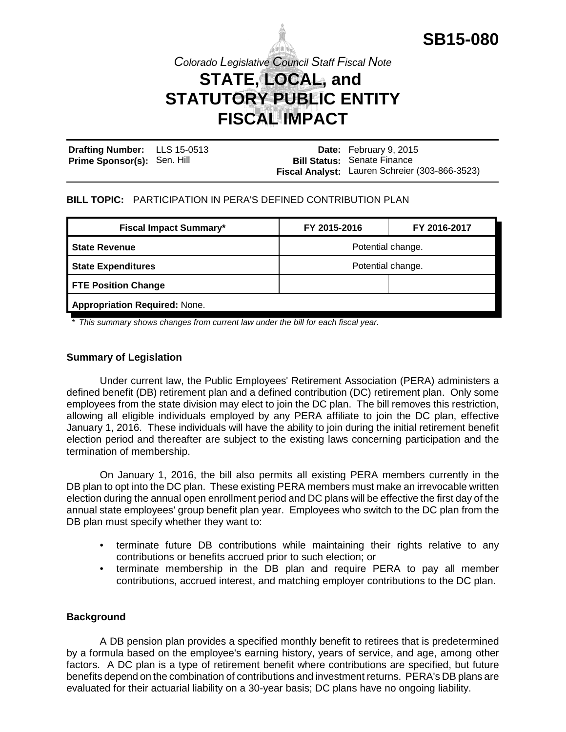**SB15-080**

*Colorado Legislative Council Staff Fiscal Note*

# STATE, LOCAL, and STATUTORY PUBLIC ENTITY FISCAL IMPACT

**Drafting Number:** LLS 15-0513
**Prime Sponsor(s):** Sen. Hill

**Date:** February 9, 2015
**Bill Status:** Senate Finance
**Fiscal Analyst:** Lauren Schreier (303-866-3523)

**BILL TOPIC:** PARTICIPATION IN PERA'S DEFINED CONTRIBUTION PLAN

| Fiscal Impact Summary* | FY 2015-2016 | FY 2016-2017 |
|---|---|---|
| **State Revenue** | Potential change. | |
| **State Expenditures** | Potential change. | |
| **FTE Position Change** | | |
| **Appropriation Required:** None. | | |

*\* This summary shows changes from current law under the bill for each fiscal year.*

### Summary of Legislation

Under current law, the Public Employees' Retirement Association (PERA) administers a defined benefit (DB) retirement plan and a defined contribution (DC) retirement plan. Only some employees from the state division may elect to join the DC plan. The bill removes this restriction, allowing all eligible individuals employed by any PERA affiliate to join the DC plan, effective January 1, 2016. These individuals will have the ability to join during the initial retirement benefit election period and thereafter are subject to the existing laws concerning participation and the termination of membership.

On January 1, 2016, the bill also permits all existing PERA members currently in the DB plan to opt into the DC plan. These existing PERA members must make an irrevocable written election during the annual open enrollment period and DC plans will be effective the first day of the annual state employees' group benefit plan year. Employees who switch to the DC plan from the DB plan must specify whether they want to:

- terminate future DB contributions while maintaining their rights relative to any contributions or benefits accrued prior to such election; or
- terminate membership in the DB plan and require PERA to pay all member contributions, accrued interest, and matching employer contributions to the DC plan.

### Background

A DB pension plan provides a specified monthly benefit to retirees that is predetermined by a formula based on the employee's earning history, years of service, and age, among other factors. A DC plan is a type of retirement benefit where contributions are specified, but future benefits depend on the combination of contributions and investment returns. PERA's DB plans are evaluated for their actuarial liability on a 30-year basis; DC plans have no ongoing liability.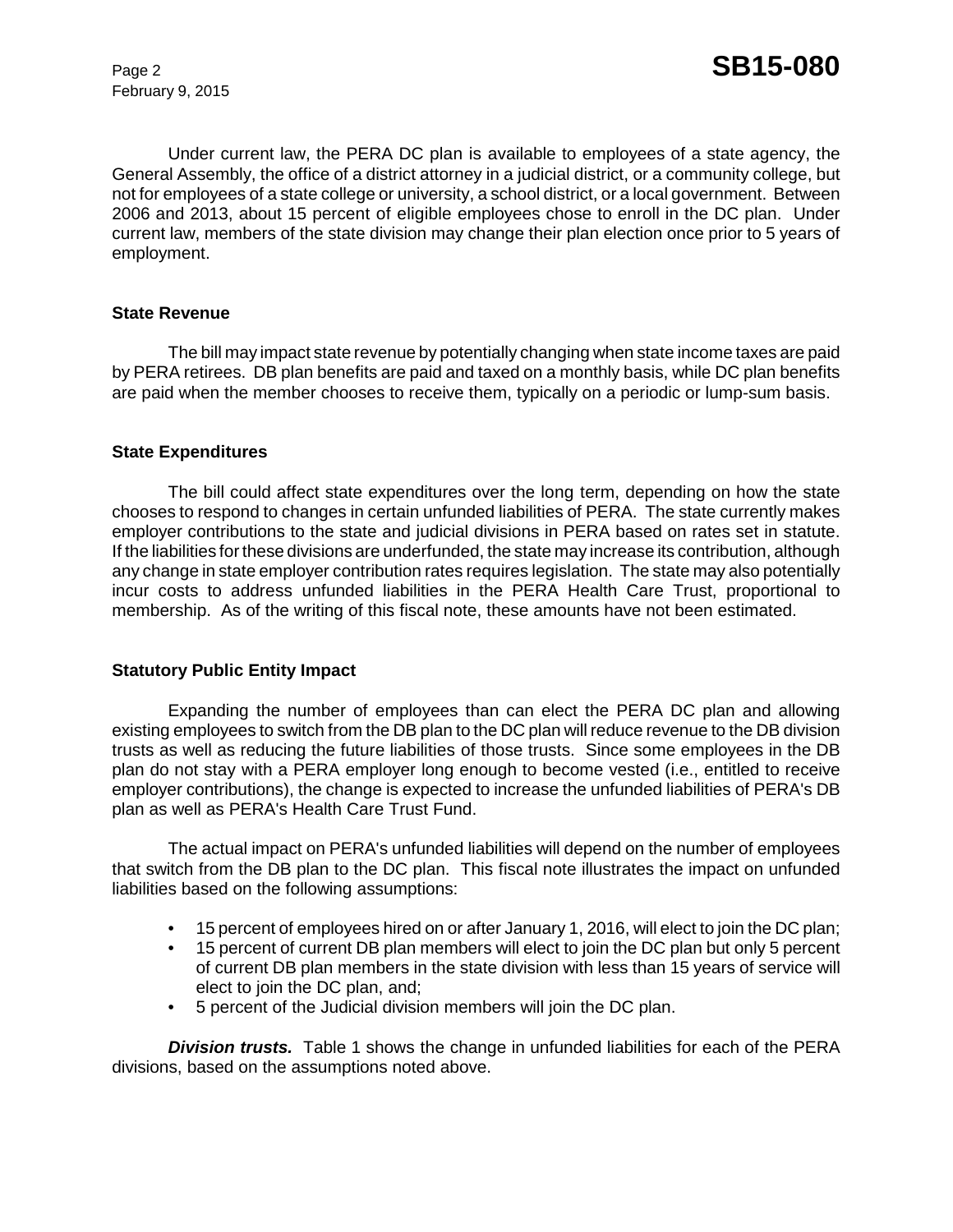Under current law, the PERA DC plan is available to employees of a state agency, the General Assembly, the office of a district attorney in a judicial district, or a community college, but not for employees of a state college or university, a school district, or a local government. Between 2006 and 2013, about 15 percent of eligible employees chose to enroll in the DC plan. Under current law, members of the state division may change their plan election once prior to 5 years of employment.

### State Revenue

The bill may impact state revenue by potentially changing when state income taxes are paid by PERA retirees. DB plan benefits are paid and taxed on a monthly basis, while DC plan benefits are paid when the member chooses to receive them, typically on a periodic or lump-sum basis.

### State Expenditures

The bill could affect state expenditures over the long term, depending on how the state chooses to respond to changes in certain unfunded liabilities of PERA. The state currently makes employer contributions to the state and judicial divisions in PERA based on rates set in statute. If the liabilities for these divisions are underfunded, the state may increase its contribution, although any change in state employer contribution rates requires legislation. The state may also potentially incur costs to address unfunded liabilities in the PERA Health Care Trust, proportional to membership. As of the writing of this fiscal note, these amounts have not been estimated.

### Statutory Public Entity Impact

Expanding the number of employees than can elect the PERA DC plan and allowing existing employees to switch from the DB plan to the DC plan will reduce revenue to the DB division trusts as well as reducing the future liabilities of those trusts. Since some employees in the DB plan do not stay with a PERA employer long enough to become vested (i.e., entitled to receive employer contributions), the change is expected to increase the unfunded liabilities of PERA's DB plan as well as PERA's Health Care Trust Fund.

The actual impact on PERA's unfunded liabilities will depend on the number of employees that switch from the DB plan to the DC plan. This fiscal note illustrates the impact on unfunded liabilities based on the following assumptions:

- 15 percent of employees hired on or after January 1, 2016, will elect to join the DC plan;
- 15 percent of current DB plan members will elect to join the DC plan but only 5 percent of current DB plan members in the state division with less than 15 years of service will elect to join the DC plan, and;
- 5 percent of the Judicial division members will join the DC plan.

***Division trusts.*** Table 1 shows the change in unfunded liabilities for each of the PERA divisions, based on the assumptions noted above.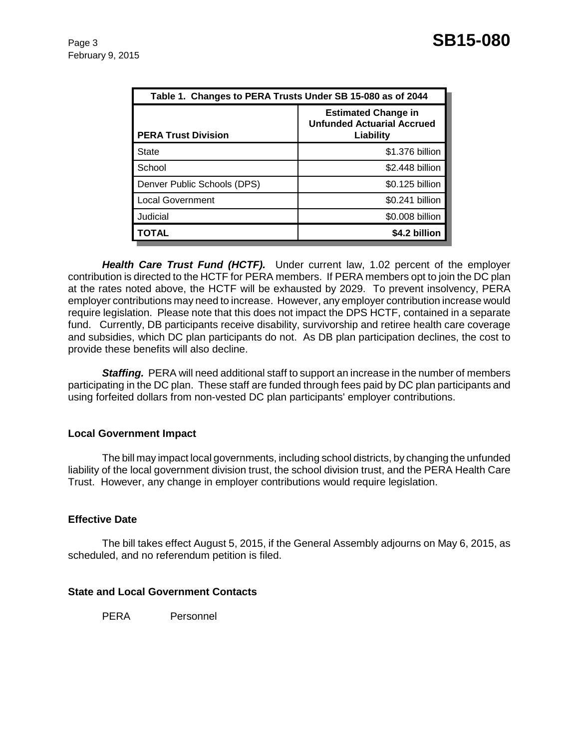| Table 1. Changes to PERA Trusts Under SB 15-080 as of 2044 | |
|---|---|
| **PERA Trust Division** | **Estimated Change in Unfunded Actuarial Accrued Liability** |
| State | \$1.376 billion |
| School | \$2.448 billion |
| Denver Public Schools (DPS) | \$0.125 billion |
| Local Government | \$0.241 billion |
| Judicial | \$0.008 billion |
| **TOTAL** | **\$4.2 billion** |

***Health Care Trust Fund (HCTF).*** Under current law, 1.02 percent of the employer contribution is directed to the HCTF for PERA members. If PERA members opt to join the DC plan at the rates noted above, the HCTF will be exhausted by 2029. To prevent insolvency, PERA employer contributions may need to increase. However, any employer contribution increase would require legislation. Please note that this does not impact the DPS HCTF, contained in a separate fund. Currently, DB participants receive disability, survivorship and retiree health care coverage and subsidies, which DC plan participants do not. As DB plan participation declines, the cost to provide these benefits will also decline.

***Staffing.*** PERA will need additional staff to support an increase in the number of members participating in the DC plan. These staff are funded through fees paid by DC plan participants and using forfeited dollars from non-vested DC plan participants' employer contributions.

### Local Government Impact

The bill may impact local governments, including school districts, by changing the unfunded liability of the local government division trust, the school division trust, and the PERA Health Care Trust. However, any change in employer contributions would require legislation.

### Effective Date

The bill takes effect August 5, 2015, if the General Assembly adjourns on May 6, 2015, as scheduled, and no referendum petition is filed.

### State and Local Government Contacts

PERA Personnel